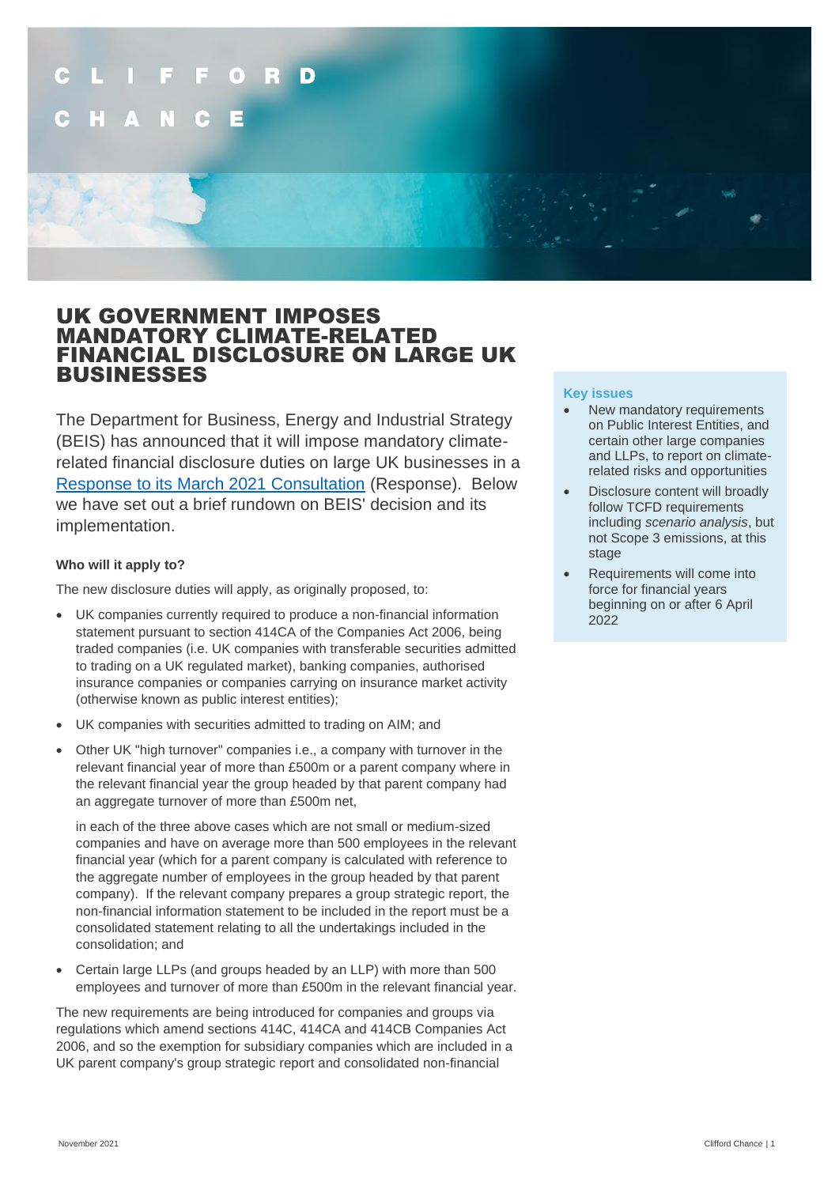CLIFFORD CHANCE

# UK GOVERNMENT IMPOSES MANDATORY CLIMATE-RELATED FINANCIAL DISCLOSURE ON LARGE UK BUSINESSES

The Department for Business, Energy and Industrial Strategy (BEIS) has announced that it will impose mandatory climate-related financial disclosure duties on large UK businesses in a Response to its March 2021 Consultation (Response). Below we have set out a brief rundown on BEIS' decision and its implementation.

**Key issues**

- New mandatory requirements on Public Interest Entities, and certain other large companies and LLPs, to report on climate-related risks and opportunities
- Disclosure content will broadly follow TCFD requirements including *scenario analysis*, but not Scope 3 emissions, at this stage
- Requirements will come into force for financial years beginning on or after 6 April 2022

**Who will it apply to?**

The new disclosure duties will apply, as originally proposed, to:

- UK companies currently required to produce a non-financial information statement pursuant to section 414CA of the Companies Act 2006, being traded companies (i.e. UK companies with transferable securities admitted to trading on a UK regulated market), banking companies, authorised insurance companies or companies carrying on insurance market activity (otherwise known as public interest entities);
- UK companies with securities admitted to trading on AIM; and
- Other UK "high turnover" companies i.e., a company with turnover in the relevant financial year of more than £500m or a parent company where in the relevant financial year the group headed by that parent company had an aggregate turnover of more than £500m net,

  in each of the three above cases which are not small or medium-sized companies and have on average more than 500 employees in the relevant financial year (which for a parent company is calculated with reference to the aggregate number of employees in the group headed by that parent company). If the relevant company prepares a group strategic report, the non-financial information statement to be included in the report must be a consolidated statement relating to all the undertakings included in the consolidation; and
- Certain large LLPs (and groups headed by an LLP) with more than 500 employees and turnover of more than £500m in the relevant financial year.

The new requirements are being introduced for companies and groups via regulations which amend sections 414C, 414CA and 414CB Companies Act 2006, and so the exemption for subsidiary companies which are included in a UK parent company's group strategic report and consolidated non-financial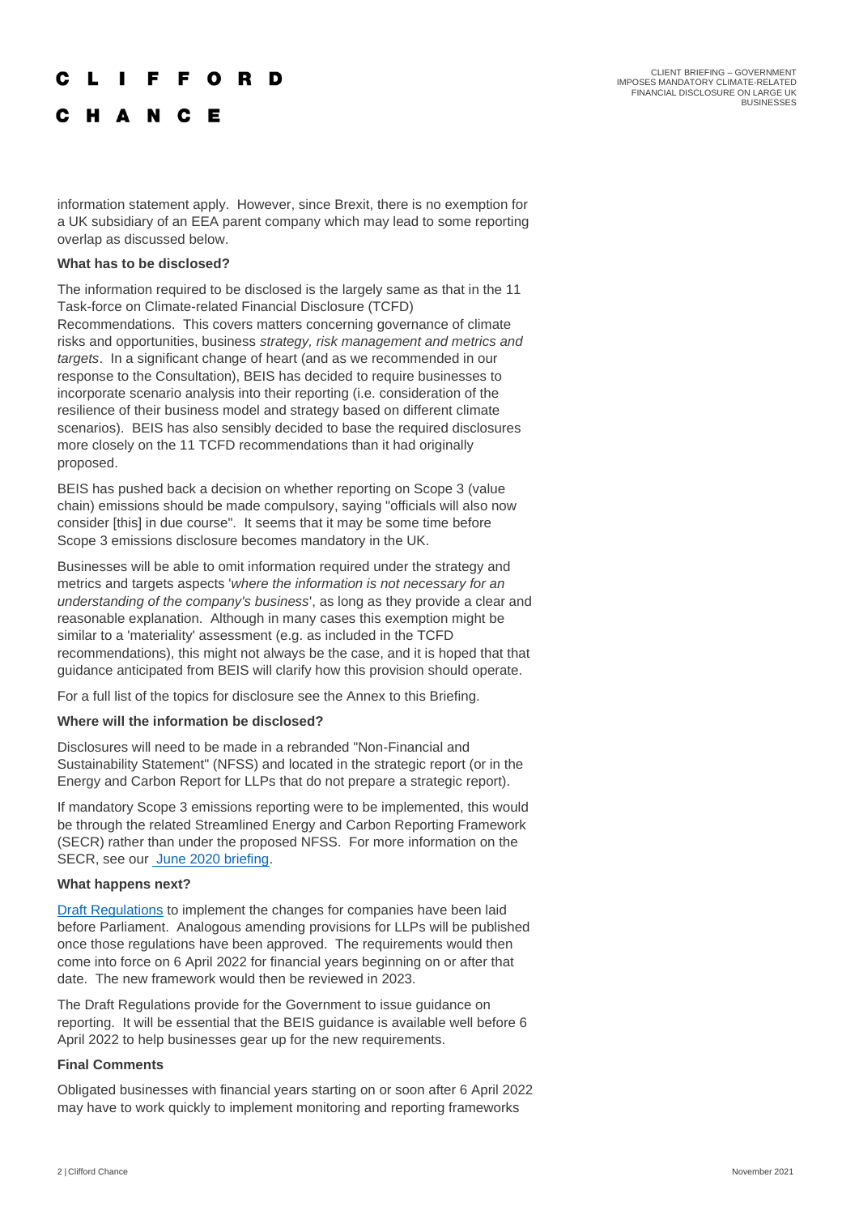information statement apply. However, since Brexit, there is no exemption for a UK subsidiary of an EEA parent company which may lead to some reporting overlap as discussed below.

**What has to be disclosed?**

The information required to be disclosed is the largely same as that in the 11 Task-force on Climate-related Financial Disclosure (TCFD) Recommendations. This covers matters concerning governance of climate risks and opportunities, business *strategy, risk management and metrics and targets*. In a significant change of heart (and as we recommended in our response to the Consultation), BEIS has decided to require businesses to incorporate scenario analysis into their reporting (i.e. consideration of the resilience of their business model and strategy based on different climate scenarios). BEIS has also sensibly decided to base the required disclosures more closely on the 11 TCFD recommendations than it had originally proposed.

BEIS has pushed back a decision on whether reporting on Scope 3 (value chain) emissions should be made compulsory, saying "officials will also now consider [this] in due course". It seems that it may be some time before Scope 3 emissions disclosure becomes mandatory in the UK.

Businesses will be able to omit information required under the strategy and metrics and targets aspects '*where the information is not necessary for an understanding of the company's business*', as long as they provide a clear and reasonable explanation. Although in many cases this exemption might be similar to a 'materiality' assessment (e.g. as included in the TCFD recommendations), this might not always be the case, and it is hoped that that guidance anticipated from BEIS will clarify how this provision should operate.

For a full list of the topics for disclosure see the Annex to this Briefing.

**Where will the information be disclosed?**

Disclosures will need to be made in a rebranded "Non-Financial and Sustainability Statement" (NFSS) and located in the strategic report (or in the Energy and Carbon Report for LLPs that do not prepare a strategic report).

If mandatory Scope 3 emissions reporting were to be implemented, this would be through the related Streamlined Energy and Carbon Reporting Framework (SECR) rather than under the proposed NFSS. For more information on the SECR, see our June 2020 briefing.

**What happens next?**

Draft Regulations to implement the changes for companies have been laid before Parliament. Analogous amending provisions for LLPs will be published once those regulations have been approved. The requirements would then come into force on 6 April 2022 for financial years beginning on or after that date. The new framework would then be reviewed in 2023.

The Draft Regulations provide for the Government to issue guidance on reporting. It will be essential that the BEIS guidance is available well before 6 April 2022 to help businesses gear up for the new requirements.

**Final Comments**

Obligated businesses with financial years starting on or soon after 6 April 2022 may have to work quickly to implement monitoring and reporting frameworks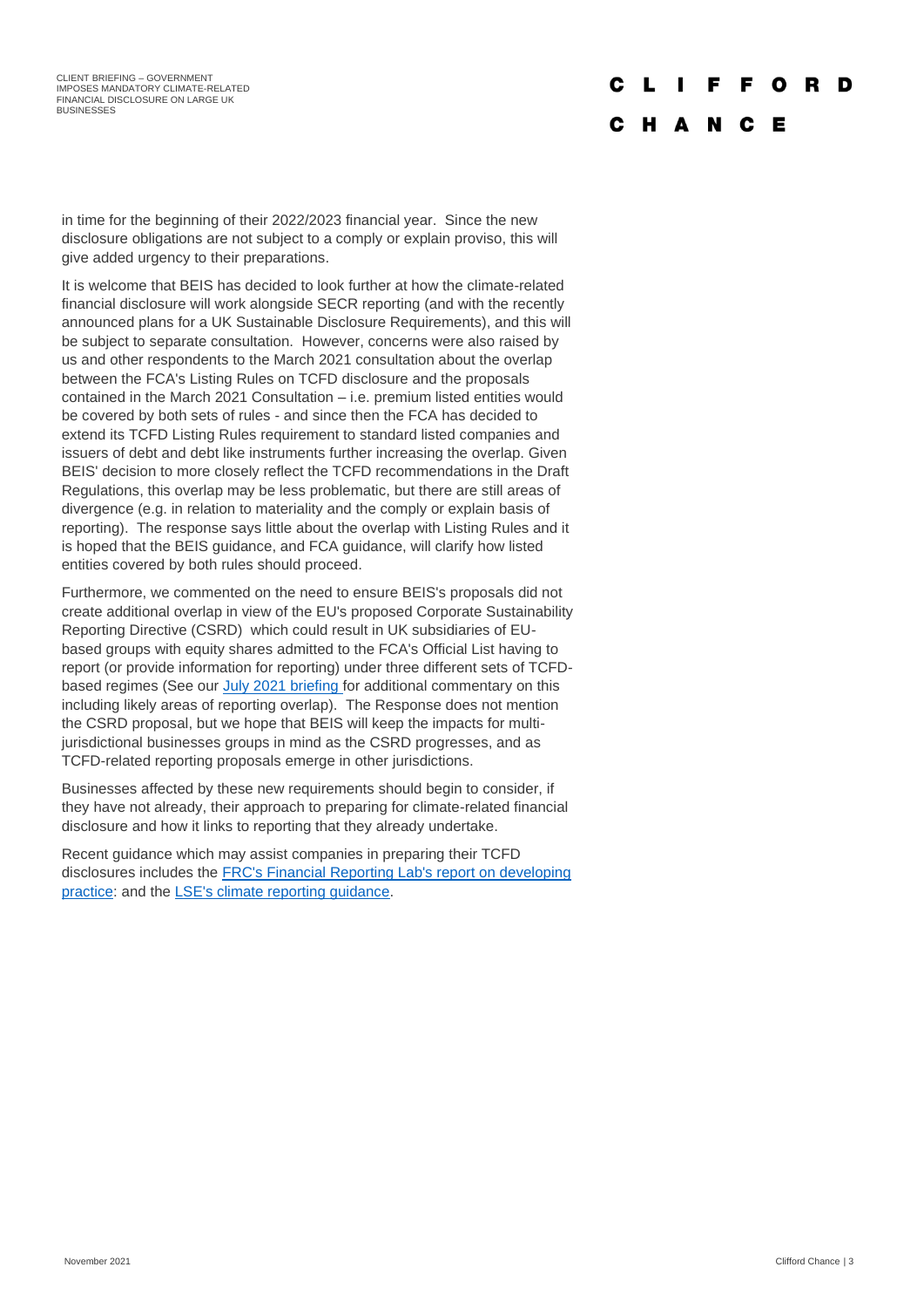in time for the beginning of their 2022/2023 financial year. Since the new disclosure obligations are not subject to a comply or explain proviso, this will give added urgency to their preparations.

It is welcome that BEIS has decided to look further at how the climate-related financial disclosure will work alongside SECR reporting (and with the recently announced plans for a UK Sustainable Disclosure Requirements), and this will be subject to separate consultation. However, concerns were also raised by us and other respondents to the March 2021 consultation about the overlap between the FCA's Listing Rules on TCFD disclosure and the proposals contained in the March 2021 Consultation – i.e. premium listed entities would be covered by both sets of rules - and since then the FCA has decided to extend its TCFD Listing Rules requirement to standard listed companies and issuers of debt and debt like instruments further increasing the overlap. Given BEIS' decision to more closely reflect the TCFD recommendations in the Draft Regulations, this overlap may be less problematic, but there are still areas of divergence (e.g. in relation to materiality and the comply or explain basis of reporting). The response says little about the overlap with Listing Rules and it is hoped that the BEIS guidance, and FCA guidance, will clarify how listed entities covered by both rules should proceed.

Furthermore, we commented on the need to ensure BEIS's proposals did not create additional overlap in view of the EU's proposed Corporate Sustainability Reporting Directive (CSRD) which could result in UK subsidiaries of EU-based groups with equity shares admitted to the FCA's Official List having to report (or provide information for reporting) under three different sets of TCFD-based regimes (See our [July 2021 briefing](#) for additional commentary on this including likely areas of reporting overlap). The Response does not mention the CSRD proposal, but we hope that BEIS will keep the impacts for multi-jurisdictional businesses groups in mind as the CSRD progresses, and as TCFD-related reporting proposals emerge in other jurisdictions.

Businesses affected by these new requirements should begin to consider, if they have not already, their approach to preparing for climate-related financial disclosure and how it links to reporting that they already undertake.

Recent guidance which may assist companies in preparing their TCFD disclosures includes the [FRC's Financial Reporting Lab's report on developing practice](#): and the [LSE's climate reporting guidance](#).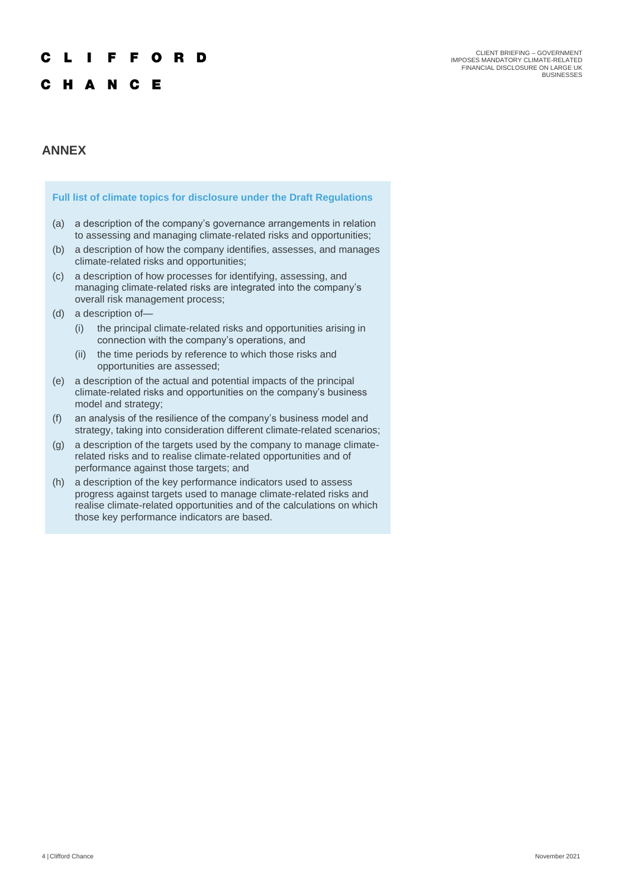## ANNEX

**Full list of climate topics for disclosure under the Draft Regulations**

(a) a description of the company's governance arrangements in relation to assessing and managing climate-related risks and opportunities;

(b) a description of how the company identifies, assesses, and manages climate-related risks and opportunities;

(c) a description of how processes for identifying, assessing, and managing climate-related risks are integrated into the company's overall risk management process;

(d) a description of—

  (i) the principal climate-related risks and opportunities arising in connection with the company's operations, and

  (ii) the time periods by reference to which those risks and opportunities are assessed;

(e) a description of the actual and potential impacts of the principal climate-related risks and opportunities on the company's business model and strategy;

(f) an analysis of the resilience of the company's business model and strategy, taking into consideration different climate-related scenarios;

(g) a description of the targets used by the company to manage climate-related risks and to realise climate-related opportunities and of performance against those targets; and

(h) a description of the key performance indicators used to assess progress against targets used to manage climate-related risks and realise climate-related opportunities and of the calculations on which those key performance indicators are based.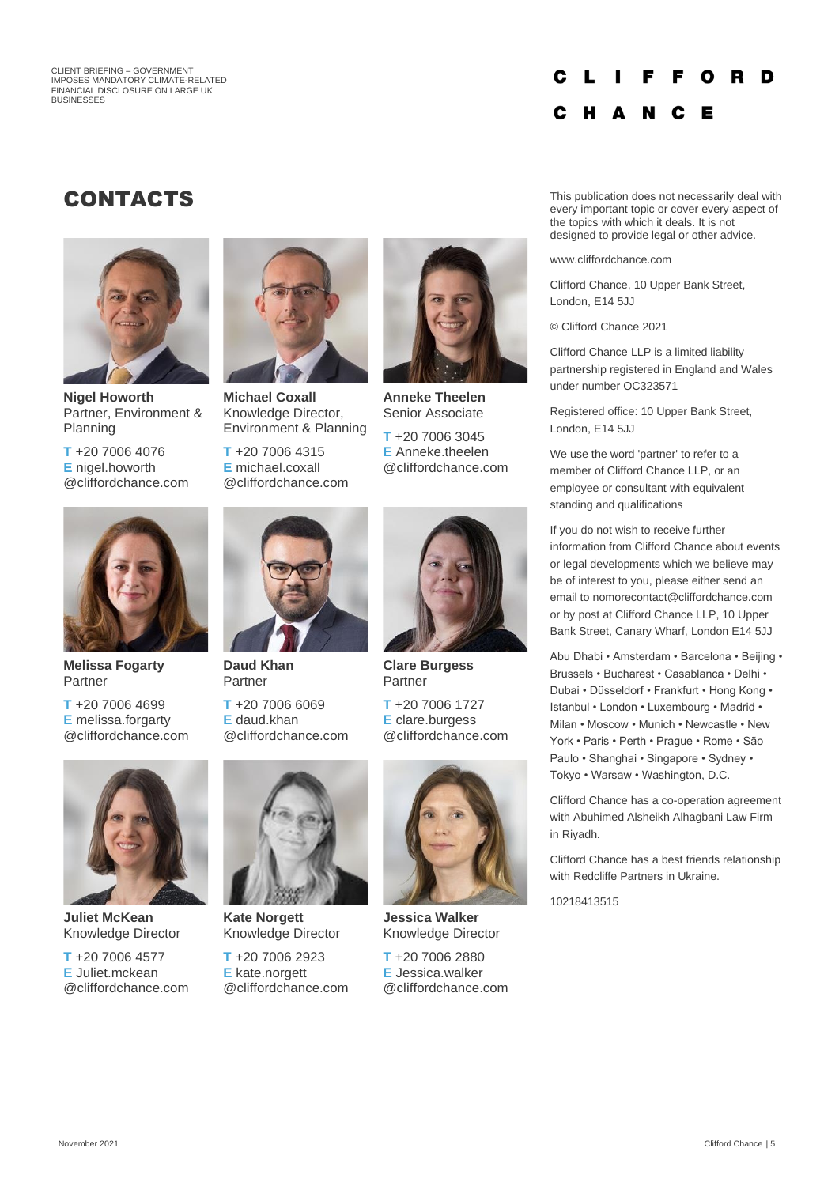## CONTACTS

**Nigel Howorth**
Partner, Environment & Planning

**T** +20 7006 4076
**E** nigel.howorth@cliffordchance.com

**Michael Coxall**
Knowledge Director, Environment & Planning

**T** +20 7006 4315
**E** michael.coxall@cliffordchance.com

**Anneke Theelen**
Senior Associate

**T** +20 7006 3045
**E** Anneke.theelen@cliffordchance.com

**Melissa Fogarty**
Partner

**T** +20 7006 4699
**E** melissa.forgarty@cliffordchance.com

**Daud Khan**
Partner

**T** +20 7006 6069
**E** daud.khan@cliffordchance.com

**Clare Burgess**
Partner

**T** +20 7006 1727
**E** clare.burgess@cliffordchance.com

**Juliet McKean**
Knowledge Director

**T** +20 7006 4577
**E** Juliet.mckean@cliffordchance.com

**Kate Norgett**
Knowledge Director

**T** +20 7006 2923
**E** kate.norgett@cliffordchance.com

**Jessica Walker**
Knowledge Director

**T** +20 7006 2880
**E** Jessica.walker@cliffordchance.com

This publication does not necessarily deal with every important topic or cover every aspect of the topics with which it deals. It is not designed to provide legal or other advice.

www.cliffordchance.com

Clifford Chance, 10 Upper Bank Street, London, E14 5JJ

© Clifford Chance 2021

Clifford Chance LLP is a limited liability partnership registered in England and Wales under number OC323571

Registered office: 10 Upper Bank Street, London, E14 5JJ

We use the word 'partner' to refer to a member of Clifford Chance LLP, or an employee or consultant with equivalent standing and qualifications

If you do not wish to receive further information from Clifford Chance about events or legal developments which we believe may be of interest to you, please either send an email to nomorecontact@cliffordchance.com or by post at Clifford Chance LLP, 10 Upper Bank Street, Canary Wharf, London E14 5JJ

Abu Dhabi • Amsterdam • Barcelona • Beijing • Brussels • Bucharest • Casablanca • Delhi • Dubai • Düsseldorf • Frankfurt • Hong Kong • Istanbul • London • Luxembourg • Madrid • Milan • Moscow • Munich • Newcastle • New York • Paris • Perth • Prague • Rome • São Paulo • Shanghai • Singapore • Sydney • Tokyo • Warsaw • Washington, D.C.

Clifford Chance has a co-operation agreement with Abuhimed Alsheikh Alhagbani Law Firm in Riyadh.

Clifford Chance has a best friends relationship with Redcliffe Partners in Ukraine.

10218413515